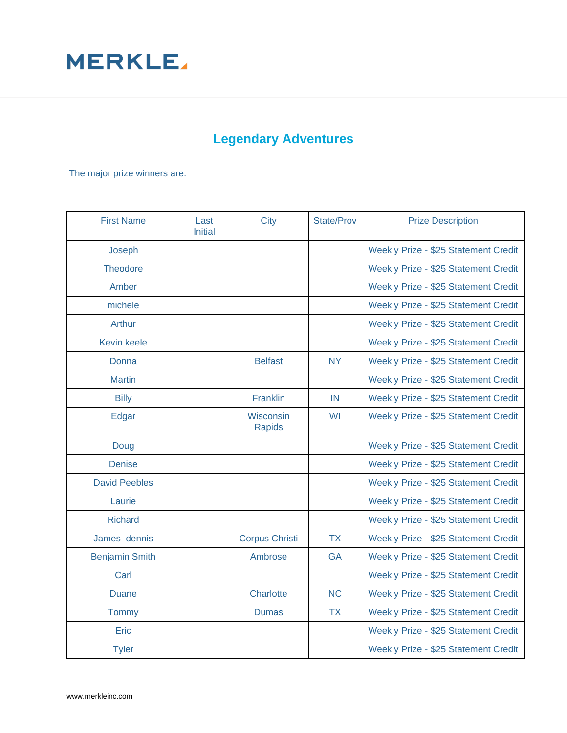MERKLE

# Legendary Adventures

The major prize winners are:

| First Name | Last Initial | City | State/Prov | Prize Description |
|---|---|---|---|---|
| Joseph | | | | Weekly Prize - $25 Statement Credit |
| Theodore | | | | Weekly Prize - $25 Statement Credit |
| Amber | | | | Weekly Prize - $25 Statement Credit |
| michele | | | | Weekly Prize - $25 Statement Credit |
| Arthur | | | | Weekly Prize - $25 Statement Credit |
| Kevin keele | | | | Weekly Prize - $25 Statement Credit |
| Donna | | Belfast | NY | Weekly Prize - $25 Statement Credit |
| Martin | | | | Weekly Prize - $25 Statement Credit |
| Billy | | Franklin | IN | Weekly Prize - $25 Statement Credit |
| Edgar | | Wisconsin Rapids | WI | Weekly Prize - $25 Statement Credit |
| Doug | | | | Weekly Prize - $25 Statement Credit |
| Denise | | | | Weekly Prize - $25 Statement Credit |
| David Peebles | | | | Weekly Prize - $25 Statement Credit |
| Laurie | | | | Weekly Prize - $25 Statement Credit |
| Richard | | | | Weekly Prize - $25 Statement Credit |
| James dennis | | Corpus Christi | TX | Weekly Prize - $25 Statement Credit |
| Benjamin Smith | | Ambrose | GA | Weekly Prize - $25 Statement Credit |
| Carl | | | | Weekly Prize - $25 Statement Credit |
| Duane | | Charlotte | NC | Weekly Prize - $25 Statement Credit |
| Tommy | | Dumas | TX | Weekly Prize - $25 Statement Credit |
| Eric | | | | Weekly Prize - $25 Statement Credit |
| Tyler | | | | Weekly Prize - $25 Statement Credit |

www.merkleinc.com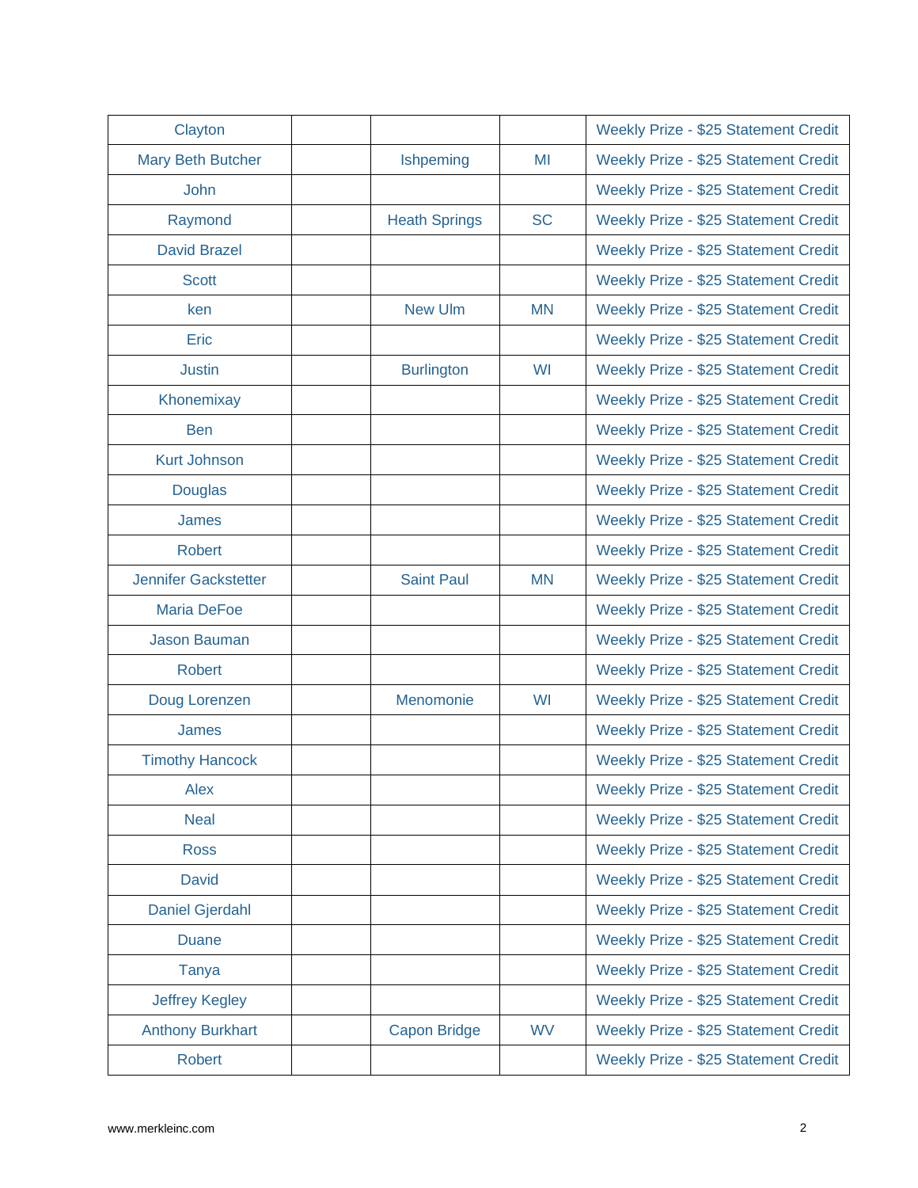| | | | | |
|---|---|---|---|---|
| Clayton | | | | Weekly Prize - $25 Statement Credit |
| Mary Beth Butcher | | Ishpeming | MI | Weekly Prize - $25 Statement Credit |
| John | | | | Weekly Prize - $25 Statement Credit |
| Raymond | | Heath Springs | SC | Weekly Prize - $25 Statement Credit |
| David Brazel | | | | Weekly Prize - $25 Statement Credit |
| Scott | | | | Weekly Prize - $25 Statement Credit |
| ken | | New Ulm | MN | Weekly Prize - $25 Statement Credit |
| Eric | | | | Weekly Prize - $25 Statement Credit |
| Justin | | Burlington | WI | Weekly Prize - $25 Statement Credit |
| Khonemixay | | | | Weekly Prize - $25 Statement Credit |
| Ben | | | | Weekly Prize - $25 Statement Credit |
| Kurt Johnson | | | | Weekly Prize - $25 Statement Credit |
| Douglas | | | | Weekly Prize - $25 Statement Credit |
| James | | | | Weekly Prize - $25 Statement Credit |
| Robert | | | | Weekly Prize - $25 Statement Credit |
| Jennifer Gackstetter | | Saint Paul | MN | Weekly Prize - $25 Statement Credit |
| Maria DeFoe | | | | Weekly Prize - $25 Statement Credit |
| Jason Bauman | | | | Weekly Prize - $25 Statement Credit |
| Robert | | | | Weekly Prize - $25 Statement Credit |
| Doug Lorenzen | | Menomonie | WI | Weekly Prize - $25 Statement Credit |
| James | | | | Weekly Prize - $25 Statement Credit |
| Timothy Hancock | | | | Weekly Prize - $25 Statement Credit |
| Alex | | | | Weekly Prize - $25 Statement Credit |
| Neal | | | | Weekly Prize - $25 Statement Credit |
| Ross | | | | Weekly Prize - $25 Statement Credit |
| David | | | | Weekly Prize - $25 Statement Credit |
| Daniel Gjerdahl | | | | Weekly Prize - $25 Statement Credit |
| Duane | | | | Weekly Prize - $25 Statement Credit |
| Tanya | | | | Weekly Prize - $25 Statement Credit |
| Jeffrey Kegley | | | | Weekly Prize - $25 Statement Credit |
| Anthony Burkhart | | Capon Bridge | WV | Weekly Prize - $25 Statement Credit |
| Robert | | | | Weekly Prize - $25 Statement Credit |

www.merkleinc.com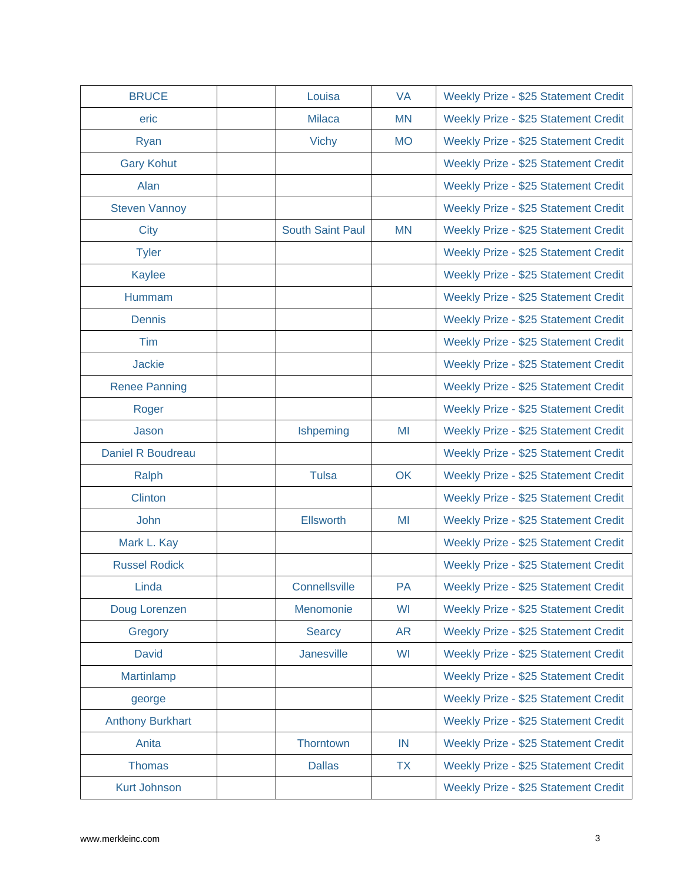| | | | | |
|---|---|---|---|---|
| BRUCE | | Louisa | VA | Weekly Prize - $25 Statement Credit |
| eric | | Milaca | MN | Weekly Prize - $25 Statement Credit |
| Ryan | | Vichy | MO | Weekly Prize - $25 Statement Credit |
| Gary Kohut | | | | Weekly Prize - $25 Statement Credit |
| Alan | | | | Weekly Prize - $25 Statement Credit |
| Steven Vannoy | | | | Weekly Prize - $25 Statement Credit |
| City | | South Saint Paul | MN | Weekly Prize - $25 Statement Credit |
| Tyler | | | | Weekly Prize - $25 Statement Credit |
| Kaylee | | | | Weekly Prize - $25 Statement Credit |
| Hummam | | | | Weekly Prize - $25 Statement Credit |
| Dennis | | | | Weekly Prize - $25 Statement Credit |
| Tim | | | | Weekly Prize - $25 Statement Credit |
| Jackie | | | | Weekly Prize - $25 Statement Credit |
| Renee Panning | | | | Weekly Prize - $25 Statement Credit |
| Roger | | | | Weekly Prize - $25 Statement Credit |
| Jason | | Ishpeming | MI | Weekly Prize - $25 Statement Credit |
| Daniel R Boudreau | | | | Weekly Prize - $25 Statement Credit |
| Ralph | | Tulsa | OK | Weekly Prize - $25 Statement Credit |
| Clinton | | | | Weekly Prize - $25 Statement Credit |
| John | | Ellsworth | MI | Weekly Prize - $25 Statement Credit |
| Mark L. Kay | | | | Weekly Prize - $25 Statement Credit |
| Russel Rodick | | | | Weekly Prize - $25 Statement Credit |
| Linda | | Connellsville | PA | Weekly Prize - $25 Statement Credit |
| Doug Lorenzen | | Menomonie | WI | Weekly Prize - $25 Statement Credit |
| Gregory | | Searcy | AR | Weekly Prize - $25 Statement Credit |
| David | | Janesville | WI | Weekly Prize - $25 Statement Credit |
| Martinlamp | | | | Weekly Prize - $25 Statement Credit |
| george | | | | Weekly Prize - $25 Statement Credit |
| Anthony Burkhart | | | | Weekly Prize - $25 Statement Credit |
| Anita | | Thorntown | IN | Weekly Prize - $25 Statement Credit |
| Thomas | | Dallas | TX | Weekly Prize - $25 Statement Credit |
| Kurt Johnson | | | | Weekly Prize - $25 Statement Credit |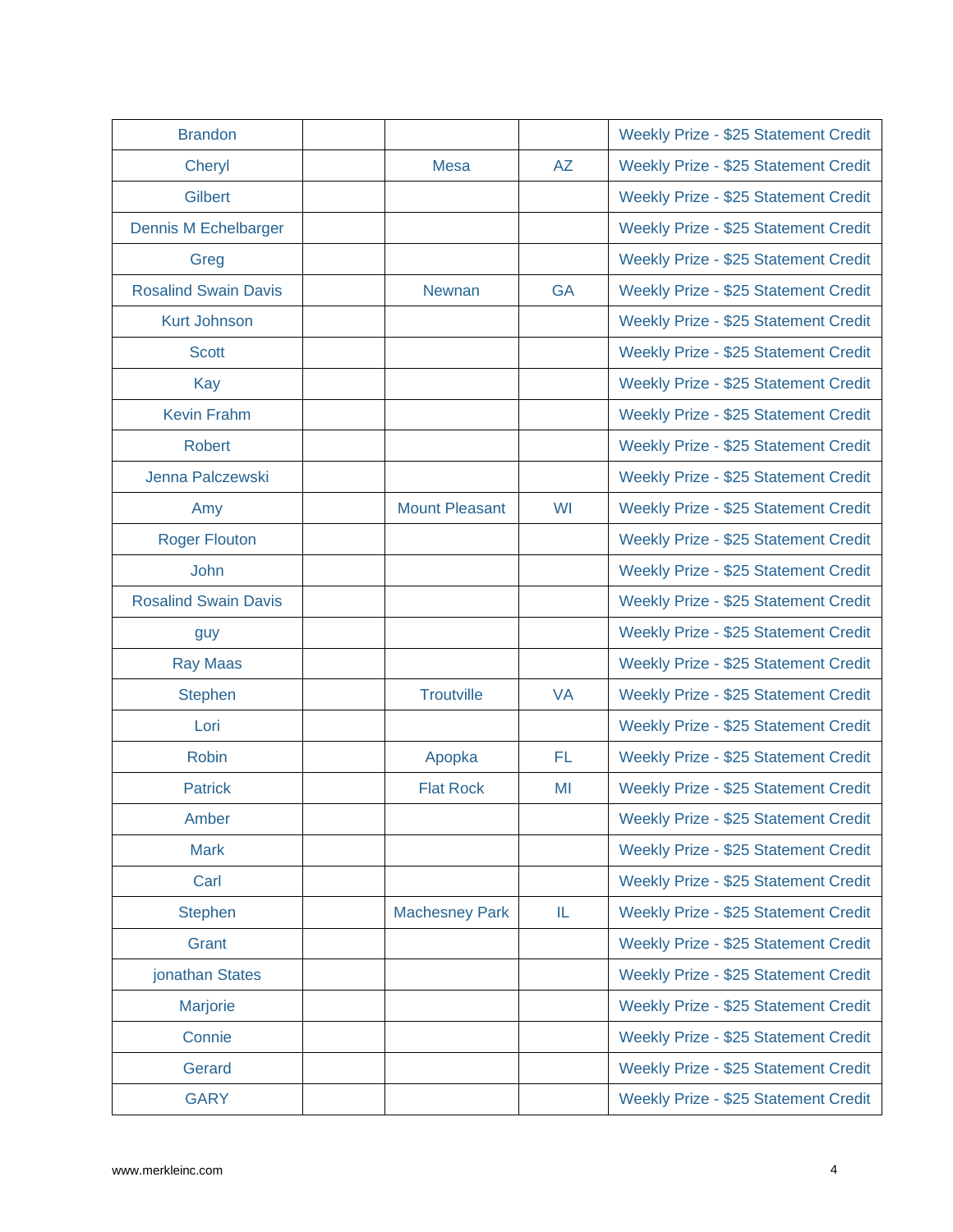| | | | | |
|---|---|---|---|---|
| Brandon | | | | Weekly Prize - $25 Statement Credit |
| Cheryl | | Mesa | AZ | Weekly Prize - $25 Statement Credit |
| Gilbert | | | | Weekly Prize - $25 Statement Credit |
| Dennis M Echelbarger | | | | Weekly Prize - $25 Statement Credit |
| Greg | | | | Weekly Prize - $25 Statement Credit |
| Rosalind Swain Davis | | Newnan | GA | Weekly Prize - $25 Statement Credit |
| Kurt Johnson | | | | Weekly Prize - $25 Statement Credit |
| Scott | | | | Weekly Prize - $25 Statement Credit |
| Kay | | | | Weekly Prize - $25 Statement Credit |
| Kevin Frahm | | | | Weekly Prize - $25 Statement Credit |
| Robert | | | | Weekly Prize - $25 Statement Credit |
| Jenna Palczewski | | | | Weekly Prize - $25 Statement Credit |
| Amy | | Mount Pleasant | WI | Weekly Prize - $25 Statement Credit |
| Roger Flouton | | | | Weekly Prize - $25 Statement Credit |
| John | | | | Weekly Prize - $25 Statement Credit |
| Rosalind Swain Davis | | | | Weekly Prize - $25 Statement Credit |
| guy | | | | Weekly Prize - $25 Statement Credit |
| Ray Maas | | | | Weekly Prize - $25 Statement Credit |
| Stephen | | Troutville | VA | Weekly Prize - $25 Statement Credit |
| Lori | | | | Weekly Prize - $25 Statement Credit |
| Robin | | Apopka | FL | Weekly Prize - $25 Statement Credit |
| Patrick | | Flat Rock | MI | Weekly Prize - $25 Statement Credit |
| Amber | | | | Weekly Prize - $25 Statement Credit |
| Mark | | | | Weekly Prize - $25 Statement Credit |
| Carl | | | | Weekly Prize - $25 Statement Credit |
| Stephen | | Machesney Park | IL | Weekly Prize - $25 Statement Credit |
| Grant | | | | Weekly Prize - $25 Statement Credit |
| jonathan States | | | | Weekly Prize - $25 Statement Credit |
| Marjorie | | | | Weekly Prize - $25 Statement Credit |
| Connie | | | | Weekly Prize - $25 Statement Credit |
| Gerard | | | | Weekly Prize - $25 Statement Credit |
| GARY | | | | Weekly Prize - $25 Statement Credit |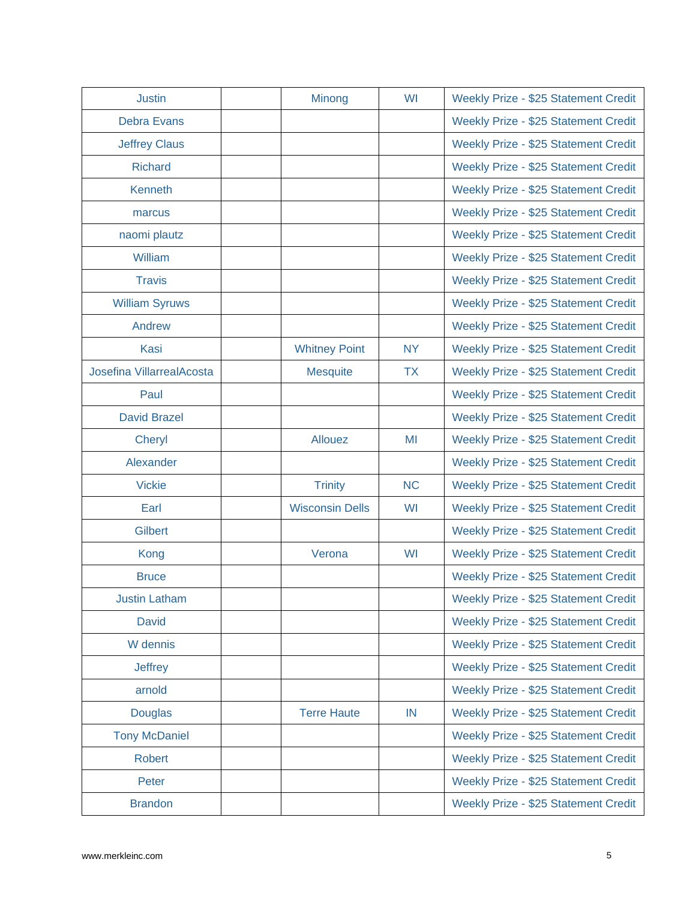| | | | | |
|---|---|---|---|---|
| Justin | | Minong | WI | Weekly Prize - $25 Statement Credit |
| Debra Evans | | | | Weekly Prize - $25 Statement Credit |
| Jeffrey Claus | | | | Weekly Prize - $25 Statement Credit |
| Richard | | | | Weekly Prize - $25 Statement Credit |
| Kenneth | | | | Weekly Prize - $25 Statement Credit |
| marcus | | | | Weekly Prize - $25 Statement Credit |
| naomi plautz | | | | Weekly Prize - $25 Statement Credit |
| William | | | | Weekly Prize - $25 Statement Credit |
| Travis | | | | Weekly Prize - $25 Statement Credit |
| William Syruws | | | | Weekly Prize - $25 Statement Credit |
| Andrew | | | | Weekly Prize - $25 Statement Credit |
| Kasi | | Whitney Point | NY | Weekly Prize - $25 Statement Credit |
| Josefina VillarrealAcosta | | Mesquite | TX | Weekly Prize - $25 Statement Credit |
| Paul | | | | Weekly Prize - $25 Statement Credit |
| David Brazel | | | | Weekly Prize - $25 Statement Credit |
| Cheryl | | Allouez | MI | Weekly Prize - $25 Statement Credit |
| Alexander | | | | Weekly Prize - $25 Statement Credit |
| Vickie | | Trinity | NC | Weekly Prize - $25 Statement Credit |
| Earl | | Wisconsin Dells | WI | Weekly Prize - $25 Statement Credit |
| Gilbert | | | | Weekly Prize - $25 Statement Credit |
| Kong | | Verona | WI | Weekly Prize - $25 Statement Credit |
| Bruce | | | | Weekly Prize - $25 Statement Credit |
| Justin Latham | | | | Weekly Prize - $25 Statement Credit |
| David | | | | Weekly Prize - $25 Statement Credit |
| W dennis | | | | Weekly Prize - $25 Statement Credit |
| Jeffrey | | | | Weekly Prize - $25 Statement Credit |
| arnold | | | | Weekly Prize - $25 Statement Credit |
| Douglas | | Terre Haute | IN | Weekly Prize - $25 Statement Credit |
| Tony McDaniel | | | | Weekly Prize - $25 Statement Credit |
| Robert | | | | Weekly Prize - $25 Statement Credit |
| Peter | | | | Weekly Prize - $25 Statement Credit |
| Brandon | | | | Weekly Prize - $25 Statement Credit |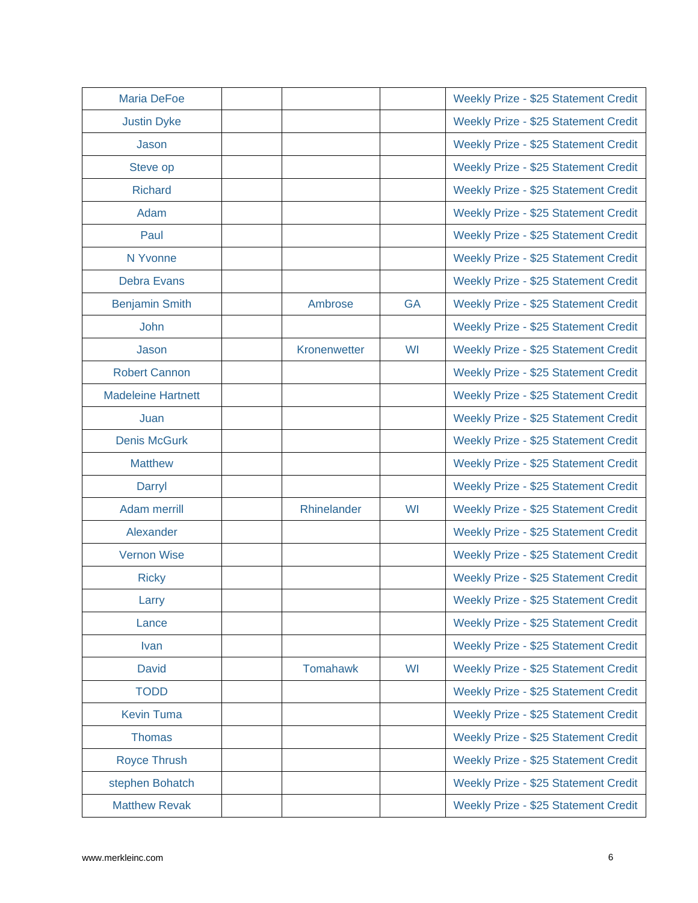| | | | | |
|---|---|---|---|---|
| Maria DeFoe | | | | Weekly Prize - $25 Statement Credit |
| Justin Dyke | | | | Weekly Prize - $25 Statement Credit |
| Jason | | | | Weekly Prize - $25 Statement Credit |
| Steve op | | | | Weekly Prize - $25 Statement Credit |
| Richard | | | | Weekly Prize - $25 Statement Credit |
| Adam | | | | Weekly Prize - $25 Statement Credit |
| Paul | | | | Weekly Prize - $25 Statement Credit |
| N Yvonne | | | | Weekly Prize - $25 Statement Credit |
| Debra Evans | | | | Weekly Prize - $25 Statement Credit |
| Benjamin Smith | | Ambrose | GA | Weekly Prize - $25 Statement Credit |
| John | | | | Weekly Prize - $25 Statement Credit |
| Jason | | Kronenwetter | WI | Weekly Prize - $25 Statement Credit |
| Robert Cannon | | | | Weekly Prize - $25 Statement Credit |
| Madeleine Hartnett | | | | Weekly Prize - $25 Statement Credit |
| Juan | | | | Weekly Prize - $25 Statement Credit |
| Denis McGurk | | | | Weekly Prize - $25 Statement Credit |
| Matthew | | | | Weekly Prize - $25 Statement Credit |
| Darryl | | | | Weekly Prize - $25 Statement Credit |
| Adam merrill | | Rhinelander | WI | Weekly Prize - $25 Statement Credit |
| Alexander | | | | Weekly Prize - $25 Statement Credit |
| Vernon Wise | | | | Weekly Prize - $25 Statement Credit |
| Ricky | | | | Weekly Prize - $25 Statement Credit |
| Larry | | | | Weekly Prize - $25 Statement Credit |
| Lance | | | | Weekly Prize - $25 Statement Credit |
| Ivan | | | | Weekly Prize - $25 Statement Credit |
| David | | Tomahawk | WI | Weekly Prize - $25 Statement Credit |
| TODD | | | | Weekly Prize - $25 Statement Credit |
| Kevin Tuma | | | | Weekly Prize - $25 Statement Credit |
| Thomas | | | | Weekly Prize - $25 Statement Credit |
| Royce Thrush | | | | Weekly Prize - $25 Statement Credit |
| stephen Bohatch | | | | Weekly Prize - $25 Statement Credit |
| Matthew Revak | | | | Weekly Prize - $25 Statement Credit |

www.merkleinc.com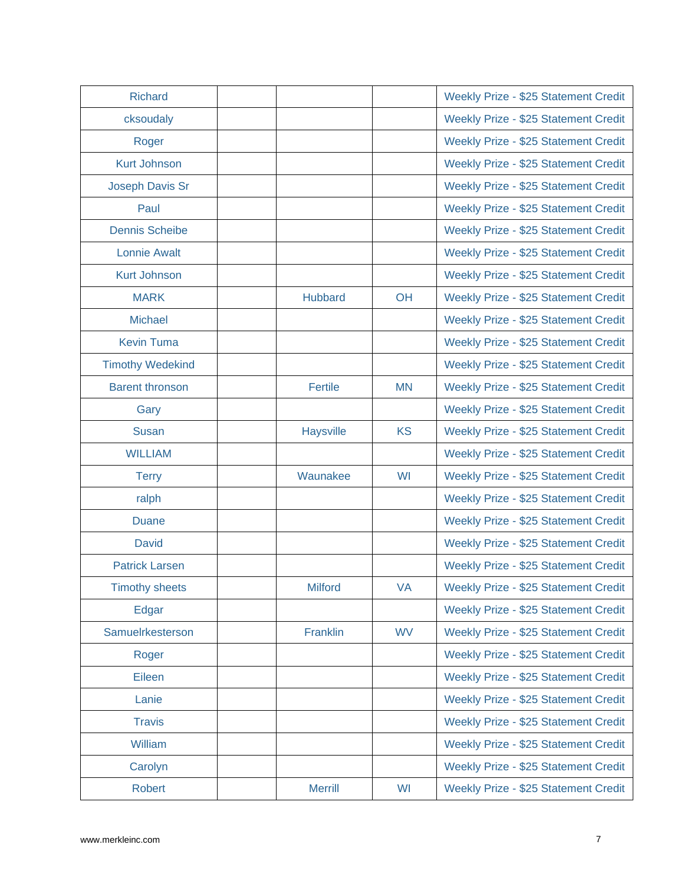| | | | | |
|---|---|---|---|---|
| Richard | | | | Weekly Prize - $25 Statement Credit |
| cksoudaly | | | | Weekly Prize - $25 Statement Credit |
| Roger | | | | Weekly Prize - $25 Statement Credit |
| Kurt Johnson | | | | Weekly Prize - $25 Statement Credit |
| Joseph Davis Sr | | | | Weekly Prize - $25 Statement Credit |
| Paul | | | | Weekly Prize - $25 Statement Credit |
| Dennis Scheibe | | | | Weekly Prize - $25 Statement Credit |
| Lonnie Awalt | | | | Weekly Prize - $25 Statement Credit |
| Kurt Johnson | | | | Weekly Prize - $25 Statement Credit |
| MARK | | Hubbard | OH | Weekly Prize - $25 Statement Credit |
| Michael | | | | Weekly Prize - $25 Statement Credit |
| Kevin Tuma | | | | Weekly Prize - $25 Statement Credit |
| Timothy Wedekind | | | | Weekly Prize - $25 Statement Credit |
| Barent thronson | | Fertile | MN | Weekly Prize - $25 Statement Credit |
| Gary | | | | Weekly Prize - $25 Statement Credit |
| Susan | | Haysville | KS | Weekly Prize - $25 Statement Credit |
| WILLIAM | | | | Weekly Prize - $25 Statement Credit |
| Terry | | Waunakee | WI | Weekly Prize - $25 Statement Credit |
| ralph | | | | Weekly Prize - $25 Statement Credit |
| Duane | | | | Weekly Prize - $25 Statement Credit |
| David | | | | Weekly Prize - $25 Statement Credit |
| Patrick Larsen | | | | Weekly Prize - $25 Statement Credit |
| Timothy sheets | | Milford | VA | Weekly Prize - $25 Statement Credit |
| Edgar | | | | Weekly Prize - $25 Statement Credit |
| Samuelrkesterson | | Franklin | WV | Weekly Prize - $25 Statement Credit |
| Roger | | | | Weekly Prize - $25 Statement Credit |
| Eileen | | | | Weekly Prize - $25 Statement Credit |
| Lanie | | | | Weekly Prize - $25 Statement Credit |
| Travis | | | | Weekly Prize - $25 Statement Credit |
| William | | | | Weekly Prize - $25 Statement Credit |
| Carolyn | | | | Weekly Prize - $25 Statement Credit |
| Robert | | Merrill | WI | Weekly Prize - $25 Statement Credit |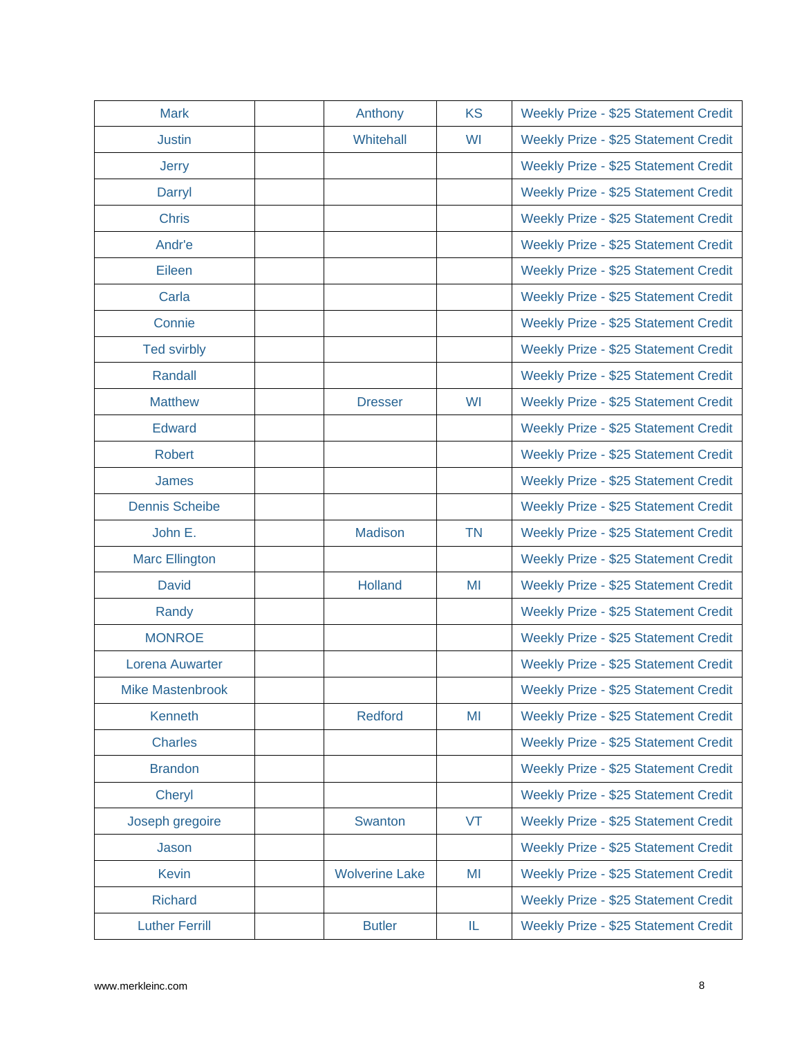| | | | | |
|---|---|---|---|---|
| Mark | | Anthony | KS | Weekly Prize - $25 Statement Credit |
| Justin | | Whitehall | WI | Weekly Prize - $25 Statement Credit |
| Jerry | | | | Weekly Prize - $25 Statement Credit |
| Darryl | | | | Weekly Prize - $25 Statement Credit |
| Chris | | | | Weekly Prize - $25 Statement Credit |
| Andr'e | | | | Weekly Prize - $25 Statement Credit |
| Eileen | | | | Weekly Prize - $25 Statement Credit |
| Carla | | | | Weekly Prize - $25 Statement Credit |
| Connie | | | | Weekly Prize - $25 Statement Credit |
| Ted svirbly | | | | Weekly Prize - $25 Statement Credit |
| Randall | | | | Weekly Prize - $25 Statement Credit |
| Matthew | | Dresser | WI | Weekly Prize - $25 Statement Credit |
| Edward | | | | Weekly Prize - $25 Statement Credit |
| Robert | | | | Weekly Prize - $25 Statement Credit |
| James | | | | Weekly Prize - $25 Statement Credit |
| Dennis Scheibe | | | | Weekly Prize - $25 Statement Credit |
| John E. | | Madison | TN | Weekly Prize - $25 Statement Credit |
| Marc Ellington | | | | Weekly Prize - $25 Statement Credit |
| David | | Holland | MI | Weekly Prize - $25 Statement Credit |
| Randy | | | | Weekly Prize - $25 Statement Credit |
| MONROE | | | | Weekly Prize - $25 Statement Credit |
| Lorena Auwarter | | | | Weekly Prize - $25 Statement Credit |
| Mike Mastenbrook | | | | Weekly Prize - $25 Statement Credit |
| Kenneth | | Redford | MI | Weekly Prize - $25 Statement Credit |
| Charles | | | | Weekly Prize - $25 Statement Credit |
| Brandon | | | | Weekly Prize - $25 Statement Credit |
| Cheryl | | | | Weekly Prize - $25 Statement Credit |
| Joseph gregoire | | Swanton | VT | Weekly Prize - $25 Statement Credit |
| Jason | | | | Weekly Prize - $25 Statement Credit |
| Kevin | | Wolverine Lake | MI | Weekly Prize - $25 Statement Credit |
| Richard | | | | Weekly Prize - $25 Statement Credit |
| Luther Ferrill | | Butler | IL | Weekly Prize - $25 Statement Credit |

www.merkleinc.com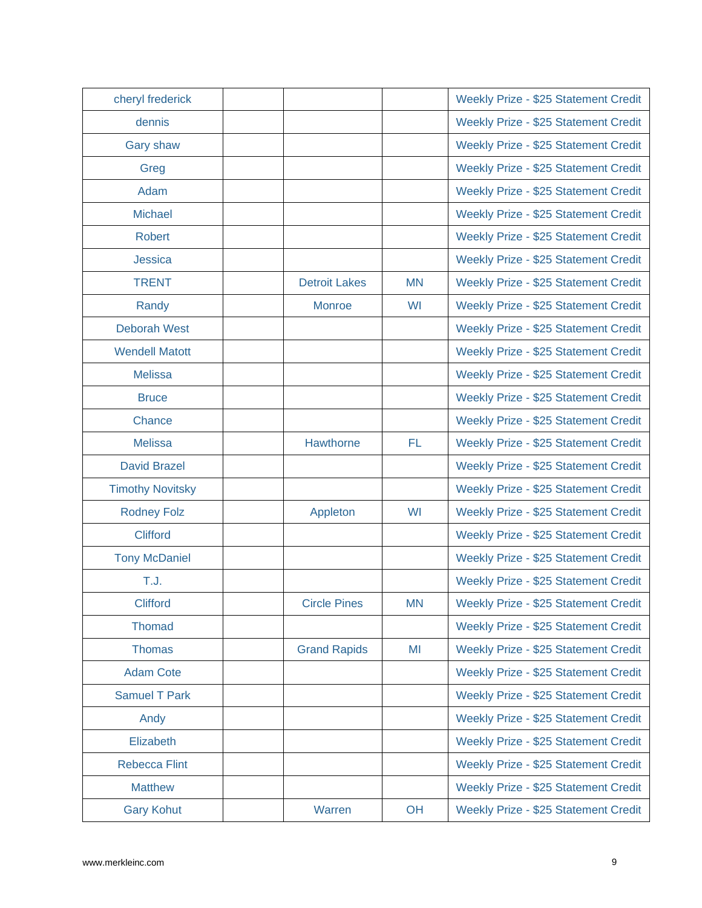| | | | | |
|---|---|---|---|---|
| cheryl frederick | | | | Weekly Prize - $25 Statement Credit |
| dennis | | | | Weekly Prize - $25 Statement Credit |
| Gary shaw | | | | Weekly Prize - $25 Statement Credit |
| Greg | | | | Weekly Prize - $25 Statement Credit |
| Adam | | | | Weekly Prize - $25 Statement Credit |
| Michael | | | | Weekly Prize - $25 Statement Credit |
| Robert | | | | Weekly Prize - $25 Statement Credit |
| Jessica | | | | Weekly Prize - $25 Statement Credit |
| TRENT | | Detroit Lakes | MN | Weekly Prize - $25 Statement Credit |
| Randy | | Monroe | WI | Weekly Prize - $25 Statement Credit |
| Deborah West | | | | Weekly Prize - $25 Statement Credit |
| Wendell Matott | | | | Weekly Prize - $25 Statement Credit |
| Melissa | | | | Weekly Prize - $25 Statement Credit |
| Bruce | | | | Weekly Prize - $25 Statement Credit |
| Chance | | | | Weekly Prize - $25 Statement Credit |
| Melissa | | Hawthorne | FL | Weekly Prize - $25 Statement Credit |
| David Brazel | | | | Weekly Prize - $25 Statement Credit |
| Timothy Novitsky | | | | Weekly Prize - $25 Statement Credit |
| Rodney Folz | | Appleton | WI | Weekly Prize - $25 Statement Credit |
| Clifford | | | | Weekly Prize - $25 Statement Credit |
| Tony McDaniel | | | | Weekly Prize - $25 Statement Credit |
| T.J. | | | | Weekly Prize - $25 Statement Credit |
| Clifford | | Circle Pines | MN | Weekly Prize - $25 Statement Credit |
| Thomad | | | | Weekly Prize - $25 Statement Credit |
| Thomas | | Grand Rapids | MI | Weekly Prize - $25 Statement Credit |
| Adam Cote | | | | Weekly Prize - $25 Statement Credit |
| Samuel T Park | | | | Weekly Prize - $25 Statement Credit |
| Andy | | | | Weekly Prize - $25 Statement Credit |
| Elizabeth | | | | Weekly Prize - $25 Statement Credit |
| Rebecca Flint | | | | Weekly Prize - $25 Statement Credit |
| Matthew | | | | Weekly Prize - $25 Statement Credit |
| Gary Kohut | | Warren | OH | Weekly Prize - $25 Statement Credit |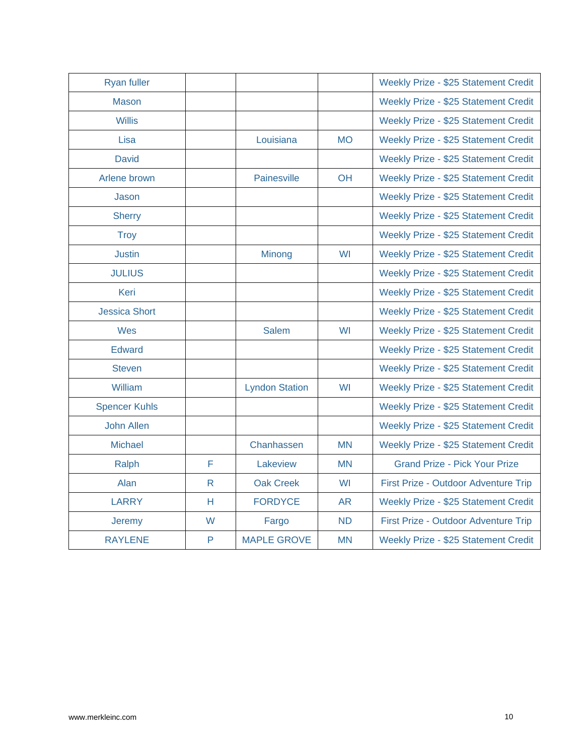| | | | | |
|---|---|---|---|---|
| Ryan fuller | | | | Weekly Prize - $25 Statement Credit |
| Mason | | | | Weekly Prize - $25 Statement Credit |
| Willis | | | | Weekly Prize - $25 Statement Credit |
| Lisa | | Louisiana | MO | Weekly Prize - $25 Statement Credit |
| David | | | | Weekly Prize - $25 Statement Credit |
| Arlene brown | | Painesville | OH | Weekly Prize - $25 Statement Credit |
| Jason | | | | Weekly Prize - $25 Statement Credit |
| Sherry | | | | Weekly Prize - $25 Statement Credit |
| Troy | | | | Weekly Prize - $25 Statement Credit |
| Justin | | Minong | WI | Weekly Prize - $25 Statement Credit |
| JULIUS | | | | Weekly Prize - $25 Statement Credit |
| Keri | | | | Weekly Prize - $25 Statement Credit |
| Jessica Short | | | | Weekly Prize - $25 Statement Credit |
| Wes | | Salem | WI | Weekly Prize - $25 Statement Credit |
| Edward | | | | Weekly Prize - $25 Statement Credit |
| Steven | | | | Weekly Prize - $25 Statement Credit |
| William | | Lyndon Station | WI | Weekly Prize - $25 Statement Credit |
| Spencer Kuhls | | | | Weekly Prize - $25 Statement Credit |
| John Allen | | | | Weekly Prize - $25 Statement Credit |
| Michael | | Chanhassen | MN | Weekly Prize - $25 Statement Credit |
| Ralph | F | Lakeview | MN | Grand Prize - Pick Your Prize |
| Alan | R | Oak Creek | WI | First Prize - Outdoor Adventure Trip |
| LARRY | H | FORDYCE | AR | Weekly Prize - $25 Statement Credit |
| Jeremy | W | Fargo | ND | First Prize - Outdoor Adventure Trip |
| RAYLENE | P | MAPLE GROVE | MN | Weekly Prize - $25 Statement Credit |

www.merkleinc.com